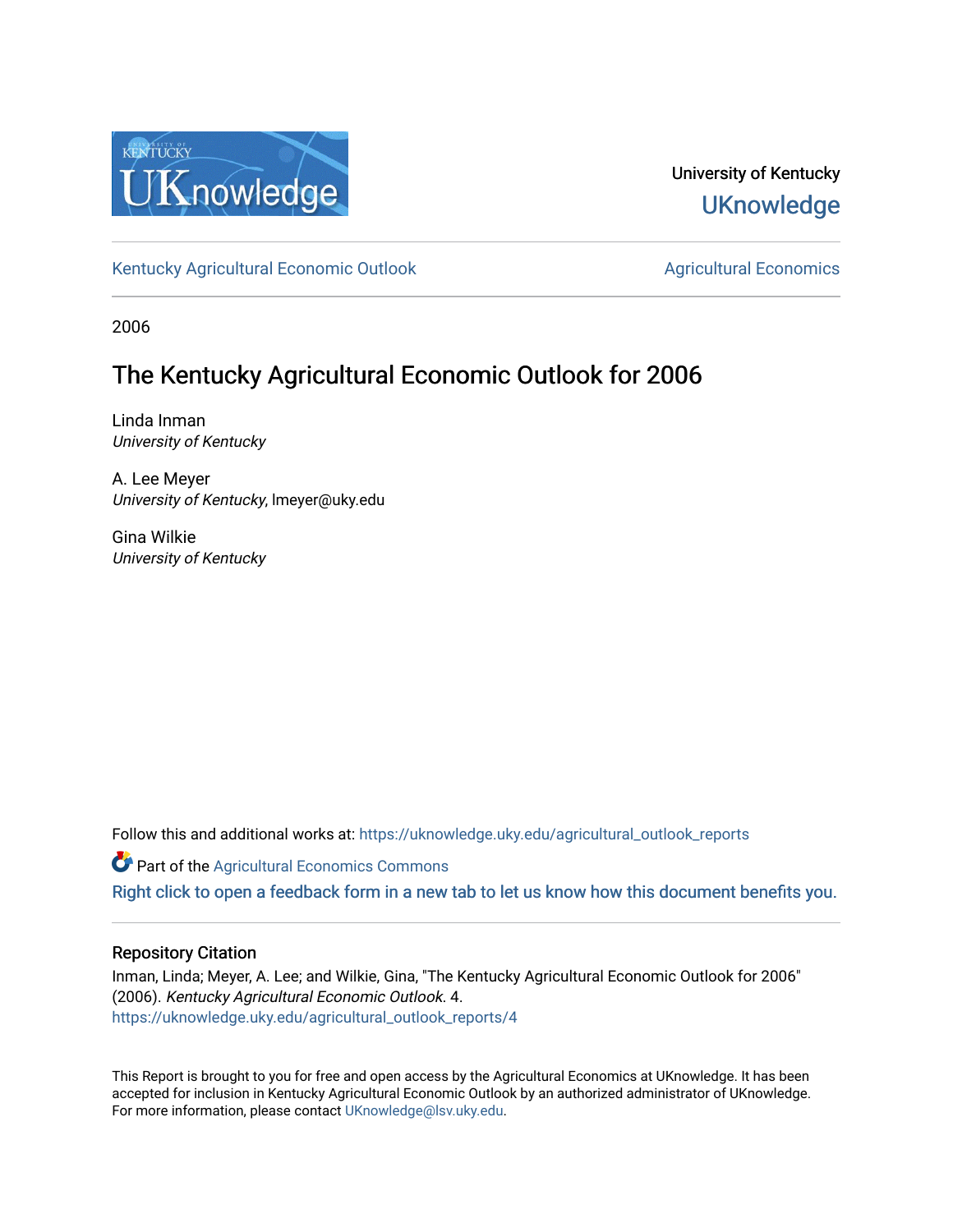University of Kentucky

UKnowledge

Kentucky Agricultural Economic Outlook | Agricultural Economics

2006

# The Kentucky Agricultural Economic Outlook for 2006

Linda Inman
*University of Kentucky*

A. Lee Meyer
*University of Kentucky*, lmeyer@uky.edu

Gina Wilkie
*University of Kentucky*

Follow this and additional works at: https://uknowledge.uky.edu/agricultural_outlook_reports

Part of the Agricultural Economics Commons

Right click to open a feedback form in a new tab to let us know how this document benefits you.

## Repository Citation

Inman, Linda; Meyer, A. Lee; and Wilkie, Gina, "The Kentucky Agricultural Economic Outlook for 2006" (2006). *Kentucky Agricultural Economic Outlook*. 4.
https://uknowledge.uky.edu/agricultural_outlook_reports/4

This Report is brought to you for free and open access by the Agricultural Economics at UKnowledge. It has been accepted for inclusion in Kentucky Agricultural Economic Outlook by an authorized administrator of UKnowledge. For more information, please contact UKnowledge@lsv.uky.edu.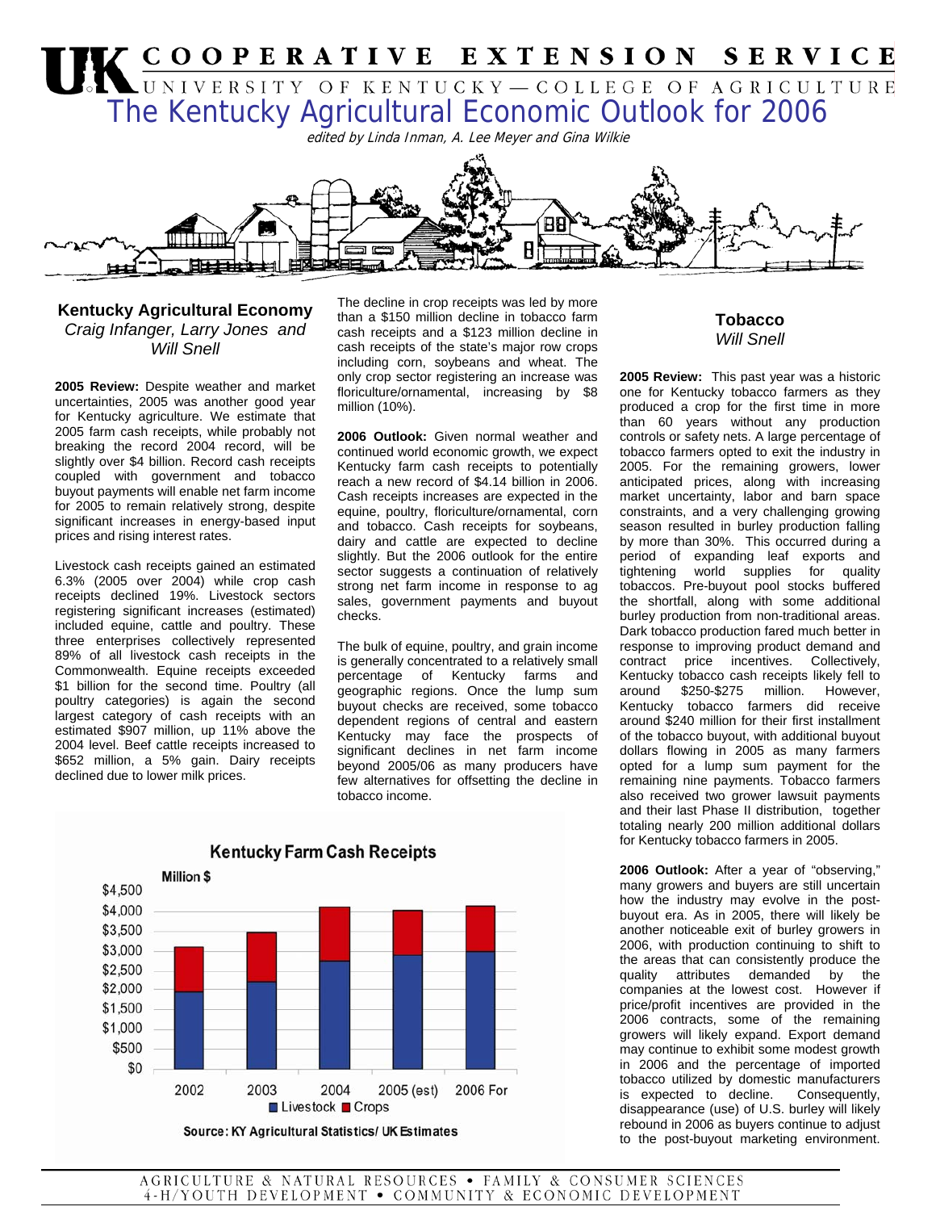# The Kentucky Agricultural Economic Outlook for 2006

*edited by Linda Inman, A. Lee Meyer and Gina Wilkie*

## Kentucky Agricultural Economy

*Craig Infanger, Larry Jones and Will Snell*

**2005 Review:** Despite weather and market uncertainties, 2005 was another good year for Kentucky agriculture. We estimate that 2005 farm cash receipts, while probably not breaking the record 2004 record, will be slightly over $4 billion. Record cash receipts coupled with government and tobacco buyout payments will enable net farm income for 2005 to remain relatively strong, despite significant increases in energy-based input prices and rising interest rates.

Livestock cash receipts gained an estimated 6.3% (2005 over 2004) while crop cash receipts declined 19%. Livestock sectors registering significant increases (estimated) included equine, cattle and poultry. These three enterprises collectively represented 89% of all livestock cash receipts in the Commonwealth. Equine receipts exceeded $1 billion for the second time. Poultry (all poultry categories) is again the second largest category of cash receipts with an estimated $907 million, up 11% above the 2004 level. Beef cattle receipts increased to $652 million, a 5% gain. Dairy receipts declined due to lower milk prices.

The decline in crop receipts was led by more than a $150 million decline in tobacco farm cash receipts and a $123 million decline in cash receipts of the state's major row crops including corn, soybeans and wheat. The only crop sector registering an increase was floriculture/ornamental, increasing by $8 million (10%).

**2006 Outlook:** Given normal weather and continued world economic growth, we expect Kentucky farm cash receipts to potentially reach a new record of $4.14 billion in 2006. Cash receipts increases are expected in the equine, poultry, floriculture/ornamental, corn and tobacco. Cash receipts for soybeans, dairy and cattle are expected to decline slightly. But the 2006 outlook for the entire sector suggests a continuation of relatively strong net farm income in response to ag sales, government payments and buyout checks.

The bulk of equine, poultry, and grain income is generally concentrated to a relatively small percentage of Kentucky farms and geographic regions. Once the lump sum buyout checks are received, some tobacco dependent regions of central and eastern Kentucky may face the prospects of significant declines in net farm income beyond 2005/06 as many producers have few alternatives for offsetting the decline in tobacco income.

**Kentucky Farm Cash Receipts**

Million $

| Year | Livestock | Crops | Total (approx.) |
|---|---|---|---|
| 2002 | ~$1,950 | ~$1,150 | ~$3,100 |
| 2003 | ~$2,200 | ~$1,250 | ~$3,450 |
| 2004 | ~$2,750 | ~$1,350 | ~$4,100 |
| 2005 (est) | ~$2,900 | ~$1,100 | ~$4,000 |
| 2006 For | ~$2,950 | ~$1,150 | ~$4,100 |

Source: KY Agricultural Statistics/ UK Estimates

## Tobacco

*Will Snell*

**2005 Review:** This past year was a historic one for Kentucky tobacco farmers as they produced a crop for the first time in more than 60 years without any production controls or safety nets. A large percentage of tobacco farmers opted to exit the industry in 2005. For the remaining growers, lower anticipated prices, along with increasing market uncertainty, labor and barn space constraints, and a very challenging growing season resulted in burley production falling by more than 30%. This occurred during a period of expanding leaf exports and tightening world supplies for quality tobaccos. Pre-buyout pool stocks buffered the shortfall, along with some additional burley production from non-traditional areas. Dark tobacco production fared much better in response to improving product demand and contract price incentives. Collectively, Kentucky tobacco cash receipts likely fell to around $250-$275 million. However, Kentucky tobacco farmers did receive around $240 million for their first installment of the tobacco buyout, with additional buyout dollars flowing in 2005 as many farmers opted for a lump sum payment for the remaining nine payments. Tobacco farmers also received two grower lawsuit payments and their last Phase II distribution, together totaling nearly 200 million additional dollars for Kentucky tobacco farmers in 2005.

**2006 Outlook:** After a year of "observing," many growers and buyers are still uncertain how the industry may evolve in the post-buyout era. As in 2005, there will likely be another noticeable exit of burley growers in 2006, with production continuing to shift to the areas that can consistently produce the quality attributes demanded by the companies at the lowest cost. However if price/profit incentives are provided in the 2006 contracts, some of the remaining growers will likely expand. Export demand may continue to exhibit some modest growth in 2006 and the percentage of imported tobacco utilized by domestic manufacturers is expected to decline. Consequently, disappearance (use) of U.S. burley will likely rebound in 2006 as buyers continue to adjust to the post-buyout marketing environment.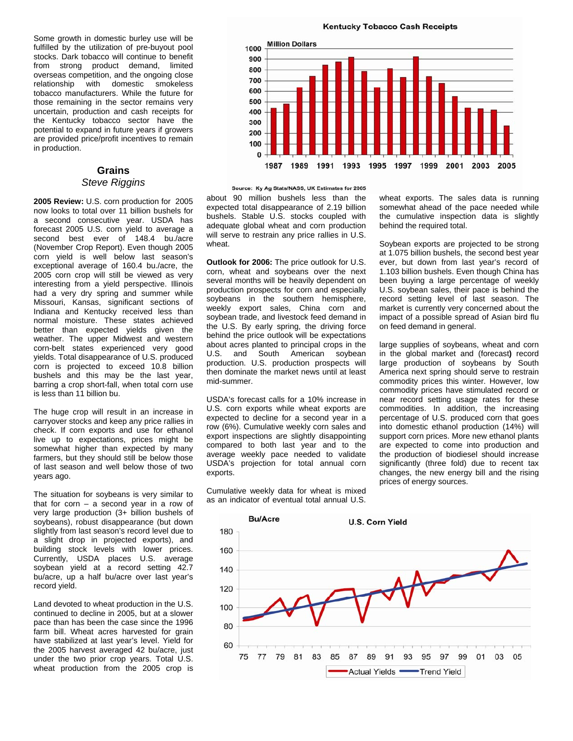Some growth in domestic burley use will be fulfilled by the utilization of pre-buyout pool stocks. Dark tobacco will continue to benefit from strong product demand, limited overseas competition, and the ongoing close relationship with domestic smokeless tobacco manufacturers. While the future for those remaining in the sector remains very uncertain, production and cash receipts for the Kentucky tobacco sector have the potential to expand in future years if growers are provided price/profit incentives to remain in production.

**Kentucky Tobacco Cash Receipts**

Million Dollars

Source: Ky Ag Stats/NASS, UK Estimates for 2005

## Grains

*Steve Riggins*

**2005 Review:** U.S. corn production for 2005 now looks to total over 11 billion bushels for a second consecutive year. USDA has forecast 2005 U.S. corn yield to average a second best ever of 148.4 bu./acre (November Crop Report). Even though 2005 corn yield is well below last season's exceptional average of 160.4 bu./acre, the 2005 corn crop will still be viewed as very interesting from a yield perspective. Illinois had a very dry spring and summer while Missouri, Kansas, significant sections of Indiana and Kentucky received less than normal moisture. These states achieved better than expected yields given the weather. The upper Midwest and western corn-belt states experienced very good yields. Total disappearance of U.S. produced corn is projected to exceed 10.8 billion bushels and this may be the last year, barring a crop short-fall, when total corn use is less than 11 billion bu.

The huge crop will result in an increase in carryover stocks and keep any price rallies in check. If corn exports and use for ethanol live up to expectations, prices might be somewhat higher than expected by many farmers, but they should still be below those of last season and well below those of two years ago.

The situation for soybeans is very similar to that for corn – a second year in a row of very large production (3+ billion bushels of soybeans), robust disappearance (but down slightly from last season's record level due to a slight drop in projected exports), and building stock levels with lower prices. Currently, USDA places U.S. average soybean yield at a record setting 42.7 bu/acre, up a half bu/acre over last year's record yield.

Land devoted to wheat production in the U.S. continued to decline in 2005, but at a slower pace than has been the case since the 1996 farm bill. Wheat acres harvested for grain have stabilized at last year's level. Yield for the 2005 harvest averaged 42 bu/acre, just under the two prior crop years. Total U.S. wheat production from the 2005 crop is about 90 million bushels less than the expected total disappearance of 2.19 billion bushels. Stable U.S. stocks coupled with adequate global wheat and corn production will serve to restrain any price rallies in U.S. wheat.

**Outlook for 2006:** The price outlook for U.S. corn, wheat and soybeans over the next several months will be heavily dependent on production prospects for corn and especially soybeans in the southern hemisphere, weekly export sales, China corn and soybean trade, and livestock feed demand in the U.S. By early spring, the driving force behind the price outlook will be expectations about acres planted to principal crops in the U.S. and South American soybean production. U.S. production prospects will then dominate the market news until at least mid-summer.

USDA's forecast calls for a 10% increase in U.S. corn exports while wheat exports are expected to decline for a second year in a row (6%). Cumulative weekly corn sales and export inspections are slightly disappointing compared to both last year and to the average weekly pace needed to validate USDA's projection for total annual corn exports.

Cumulative weekly data for wheat is mixed as an indicator of eventual total annual U.S. wheat exports. The sales data is running somewhat ahead of the pace needed while the cumulative inspection data is slightly behind the required total.

Soybean exports are projected to be strong at 1.075 billion bushels, the second best year ever, but down from last year's record of 1.103 billion bushels. Even though China has been buying a large percentage of weekly U.S. soybean sales, their pace is behind the record setting level of last season. The market is currently very concerned about the impact of a possible spread of Asian bird flu on feed demand in general.

large supplies of soybeans, wheat and corn in the global market and (forecast) record large production of soybeans by South America next spring should serve to restrain commodity prices this winter. However, low commodity prices have stimulated record or near record setting usage rates for these commodities. In addition, the increasing percentage of U.S. produced corn that goes into domestic ethanol production (14%) will support corn prices. More new ethanol plants are expected to come into production and the production of biodiesel should increase significantly (three fold) due to recent tax changes, the new energy bill and the rising prices of energy sources.

**U.S. Corn Yield**

Bu/Acre

Actual Yields — Trend Yield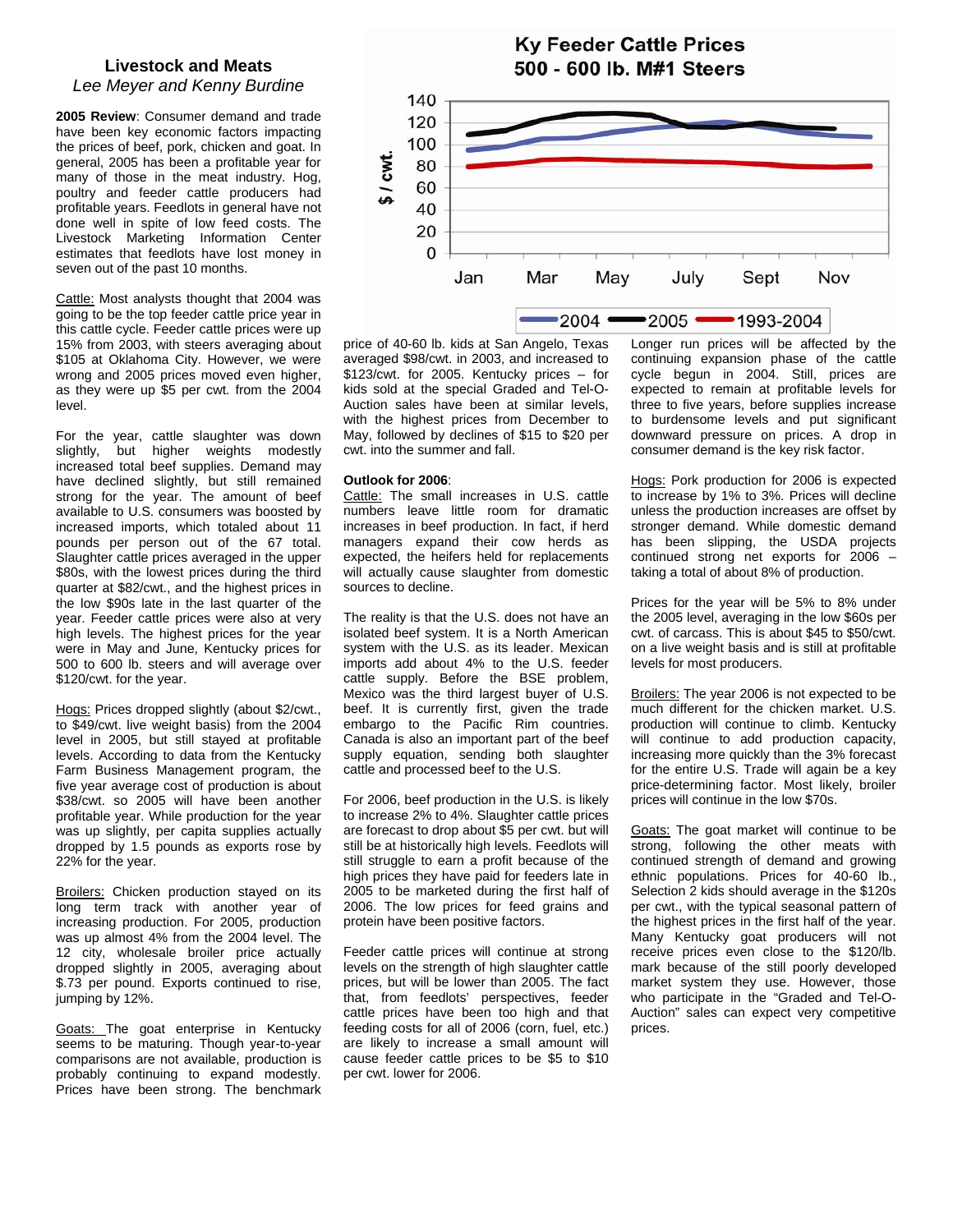## Livestock and Meats

*Lee Meyer and Kenny Burdine*

**2005 Review**: Consumer demand and trade have been key economic factors impacting the prices of beef, pork, chicken and goat. In general, 2005 has been a profitable year for many of those in the meat industry. Hog, poultry and feeder cattle producers had profitable years. Feedlots in general have not done well in spite of low feed costs. The Livestock Marketing Information Center estimates that feedlots have lost money in seven out of the past 10 months.

Cattle: Most analysts thought that 2004 was going to be the top feeder cattle price year in this cattle cycle. Feeder cattle prices were up 15% from 2003, with steers averaging about $105 at Oklahoma City. However, we were wrong and 2005 prices moved even higher, as they were up $5 per cwt. from the 2004 level.

For the year, cattle slaughter was down slightly, but higher weights modestly increased total beef supplies. Demand may have declined slightly, but still remained strong for the year. The amount of beef available to U.S. consumers was boosted by increased imports, which totaled about 11 pounds per person out of the 67 total. Slaughter cattle prices averaged in the upper $80s, with the lowest prices during the third quarter at $82/cwt., and the highest prices in the low $90s late in the last quarter of the year. Feeder cattle prices were also at very high levels. The highest prices for the year were in May and June, Kentucky prices for 500 to 600 lb. steers and will average over $120/cwt. for the year.

Hogs: Prices dropped slightly (about $2/cwt., to $49/cwt. live weight basis) from the 2004 level in 2005, but still stayed at profitable levels. According to data from the Kentucky Farm Business Management program, the five year average cost of production is about $38/cwt. so 2005 will have been another profitable year. While production for the year was up slightly, per capita supplies actually dropped by 1.5 pounds as exports rose by 22% for the year.

Broilers: Chicken production stayed on its long term track with another year of increasing production. For 2005, production was up almost 4% from the 2004 level. The 12 city, wholesale broiler price actually dropped slightly in 2005, averaging about $.73 per pound. Exports continued to rise, jumping by 12%.

Goats: The goat enterprise in Kentucky seems to be maturing. Though year-to-year comparisons are not available, production is probably continuing to expand modestly. Prices have been strong. The benchmark price of 40-60 lb. kids at San Angelo, Texas averaged $98/cwt. in 2003, and increased to $123/cwt. for 2005. Kentucky prices – for kids sold at the special Graded and Tel-O-Auction sales have been at similar levels, with the highest prices from December to May, followed by declines of $15 to $20 per cwt. into the summer and fall.

**Ky Feeder Cattle Prices**
**500 - 600 lb. M#1 Steers**

(Chart: $ / cwt., Jan–Nov; series: 2004, 2005, 1993-2004)

**Outlook for 2006**:

Cattle: The small increases in U.S. cattle numbers leave little room for dramatic increases in beef production. In fact, if herd managers expand their cow herds as expected, the heifers held for replacements will actually cause slaughter from domestic sources to decline.

The reality is that the U.S. does not have an isolated beef system. It is a North American system with the U.S. as its leader. Mexican imports add about 4% to the U.S. feeder cattle supply. Before the BSE problem, Mexico was the third largest buyer of U.S. beef. It is currently first, given the trade embargo to the Pacific Rim countries. Canada is also an important part of the beef supply equation, sending both slaughter cattle and processed beef to the U.S.

For 2006, beef production in the U.S. is likely to increase 2% to 4%. Slaughter cattle prices are forecast to drop about $5 per cwt. but will still be at historically high levels. Feedlots will still struggle to earn a profit because of the high prices they have paid for feeders late in 2005 to be marketed during the first half of 2006. The low prices for feed grains and protein have been positive factors.

Feeder cattle prices will continue at strong levels on the strength of high slaughter cattle prices, but will be lower than 2005. The fact that, from feedlots' perspectives, feeder cattle prices have been too high and that feeding costs for all of 2006 (corn, fuel, etc.) are likely to increase a small amount will cause feeder cattle prices to be $5 to $10 per cwt. lower for 2006.

Longer run prices will be affected by the continuing expansion phase of the cattle cycle begun in 2004. Still, prices are expected to remain at profitable levels for three to five years, before supplies increase to burdensome levels and put significant downward pressure on prices. A drop in consumer demand is the key risk factor.

Hogs: Pork production for 2006 is expected to increase by 1% to 3%. Prices will decline unless the production increases are offset by stronger demand. While domestic demand has been slipping, the USDA projects continued strong net exports for 2006 – taking a total of about 8% of production.

Prices for the year will be 5% to 8% under the 2005 level, averaging in the low $60s per cwt. of carcass. This is about $45 to $50/cwt. on a live weight basis and is still at profitable levels for most producers.

Broilers: The year 2006 is not expected to be much different for the chicken market. U.S. production will continue to climb. Kentucky will continue to add production capacity, increasing more quickly than the 3% forecast for the entire U.S. Trade will again be a key price-determining factor. Most likely, broiler prices will continue in the low $70s.

Goats: The goat market will continue to be strong, following the other meats with continued strength of demand and growing ethnic populations. Prices for 40-60 lb., Selection 2 kids should average in the $120s per cwt., with the typical seasonal pattern of the highest prices in the first half of the year. Many Kentucky goat producers will not receive prices even close to the $120/lb. mark because of the still poorly developed market system they use. However, those who participate in the "Graded and Tel-O-Auction" sales can expect very competitive prices.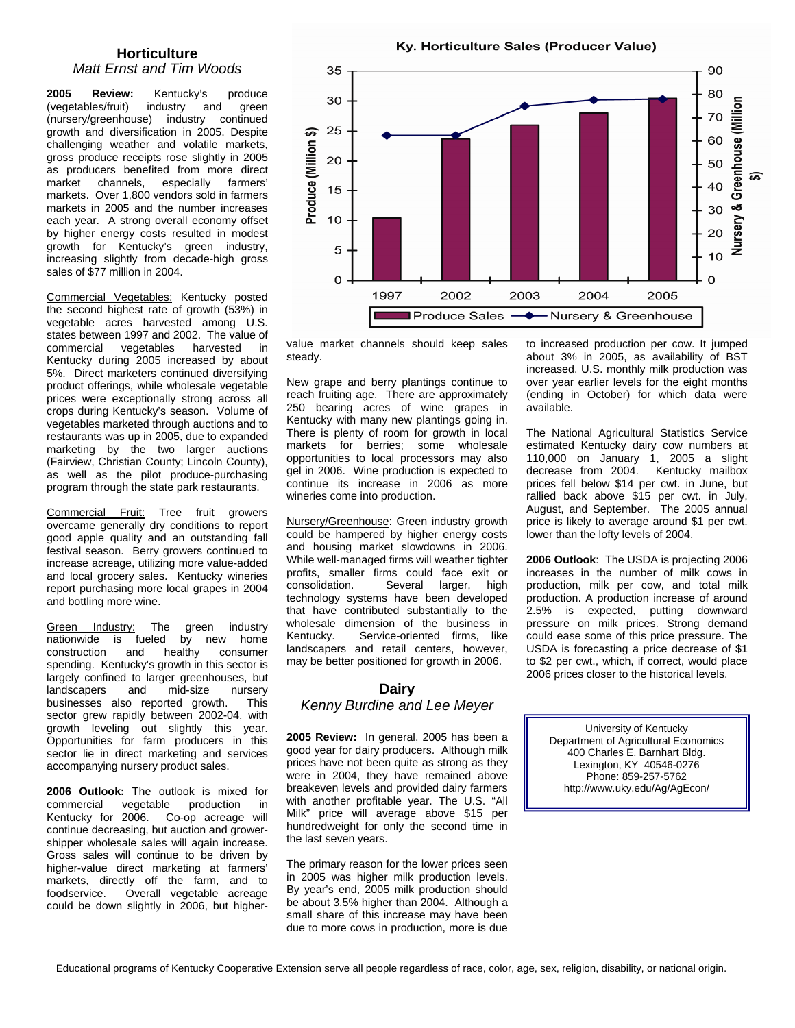## Horticulture

*Matt Ernst and Tim Woods*

**2005 Review:** Kentucky's produce (vegetables/fruit) industry and green (nursery/greenhouse) industry continued growth and diversification in 2005. Despite challenging weather and volatile markets, gross produce receipts rose slightly in 2005 as producers benefited from more direct market channels, especially farmers' markets. Over 1,800 vendors sold in farmers markets in 2005 and the number increases each year. A strong overall economy offset by higher energy costs resulted in modest growth for Kentucky's green industry, increasing slightly from decade-high gross sales of $77 million in 2004.

Commercial Vegetables: Kentucky posted the second highest rate of growth (53%) in vegetable acres harvested among U.S. states between 1997 and 2002. The value of commercial vegetables harvested in Kentucky during 2005 increased by about 5%. Direct marketers continued diversifying product offerings, while wholesale vegetable prices were exceptionally strong across all crops during Kentucky's season. Volume of vegetables marketed through auctions and to restaurants was up in 2005, due to expanded marketing by the two larger auctions (Fairview, Christian County; Lincoln County), as well as the pilot produce-purchasing program through the state park restaurants.

Commercial Fruit: Tree fruit growers overcame generally dry conditions to report good apple quality and an outstanding fall festival season. Berry growers continued to increase acreage, utilizing more value-added and local grocery sales. Kentucky wineries report purchasing more local grapes in 2004 and bottling more wine.

Green Industry: The green industry nationwide is fueled by new home construction and healthy consumer spending. Kentucky's growth in this sector is largely confined to larger greenhouses, but landscapers and mid-size nursery businesses also reported growth. This sector grew rapidly between 2002-04, with growth leveling out slightly this year. Opportunities for farm producers in this sector lie in direct marketing and services accompanying nursery product sales.

**2006 Outlook:** The outlook is mixed for commercial vegetable production in Kentucky for 2006. Co-op acreage will continue decreasing, but auction and grower-shipper wholesale sales will again increase. Gross sales will continue to be driven by higher-value direct marketing at farmers' markets, directly off the farm, and to foodservice. Overall vegetable acreage could be down slightly in 2006, but higher-value market channels should keep sales steady.

Ky. Horticulture Sales (Producer Value)

Produce (Million $): 0, 5, 10, 15, 20, 25, 30, 35

Nursery & Greenhouse (Million $): 0, 10, 20, 30, 40, 50, 60, 70, 80, 90

1997, 2002, 2003, 2004, 2005

Produce Sales — Nursery & Greenhouse

New grape and berry plantings continue to reach fruiting age. There are approximately 250 bearing acres of wine grapes in Kentucky with many new plantings going in. There is plenty of room for growth in local markets for berries; some wholesale opportunities to local processors may also gel in 2006. Wine production is expected to continue its increase in 2006 as more wineries come into production.

Nursery/Greenhouse: Green industry growth could be hampered by higher energy costs and housing market slowdowns in 2006. While well-managed firms will weather tighter profits, smaller firms could face exit or consolidation. Several larger, high technology systems have been developed that have contributed substantially to the wholesale dimension of the business in Kentucky. Service-oriented firms, like landscapers and retail centers, however, may be better positioned for growth in 2006.

## Dairy

*Kenny Burdine and Lee Meyer*

**2005 Review:** In general, 2005 has been a good year for dairy producers. Although milk prices have not been quite as strong as they were in 2004, they have remained above breakeven levels and provided dairy farmers with another profitable year. The U.S. "All Milk" price will average above $15 per hundredweight for only the second time in the last seven years.

The primary reason for the lower prices seen in 2005 was higher milk production levels. By year's end, 2005 milk production should be about 3.5% higher than 2004. Although a small share of this increase may have been due to more cows in production, more is due to increased production per cow. It jumped about 3% in 2005, as availability of BST increased. U.S. monthly milk production was over year earlier levels for the eight months (ending in October) for which data were available.

The National Agricultural Statistics Service estimated Kentucky dairy cow numbers at 110,000 on January 1, 2005 a slight decrease from 2004. Kentucky mailbox prices fell below $14 per cwt. in June, but rallied back above $15 per cwt. in July, August, and September. The 2005 annual price is likely to average around $1 per cwt. lower than the lofty levels of 2004.

**2006 Outlook**: The USDA is projecting 2006 increases in the number of milk cows in production, milk per cow, and total milk production. A production increase of around 2.5% is expected, putting downward pressure on milk prices. Strong demand could ease some of this price pressure. The USDA is forecasting a price decrease of $1 to $2 per cwt., which, if correct, would place 2006 prices closer to the historical levels.

University of Kentucky
Department of Agricultural Economics
400 Charles E. Barnhart Bldg.
Lexington, KY 40546-0276
Phone: 859-257-5762
http://www.uky.edu/Ag/AgEcon/

Educational programs of Kentucky Cooperative Extension serve all people regardless of race, color, age, sex, religion, disability, or national origin.